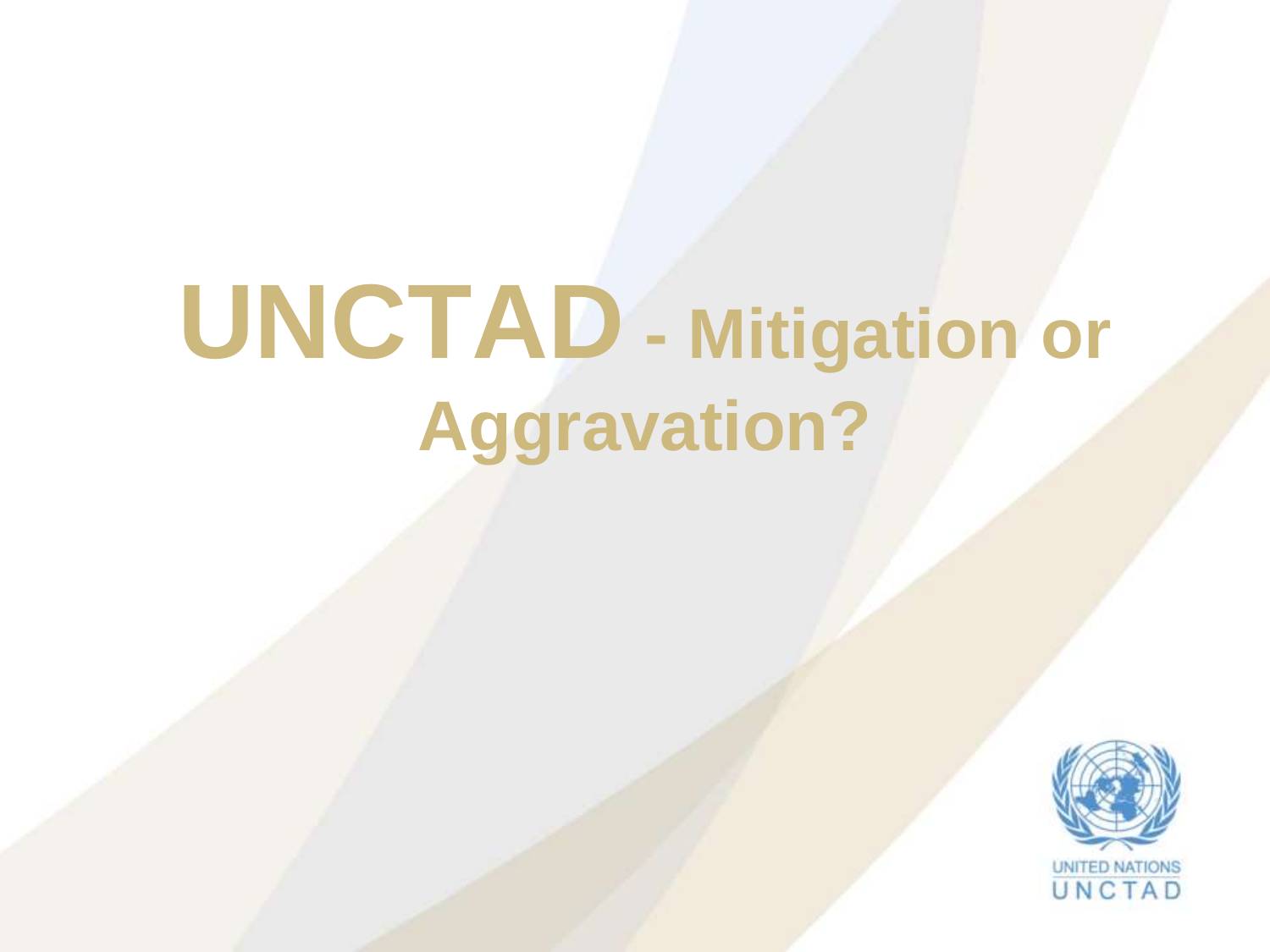# UNCTAD - Mitigation or Aggravation?

UNITED NATIONS
UNCTAD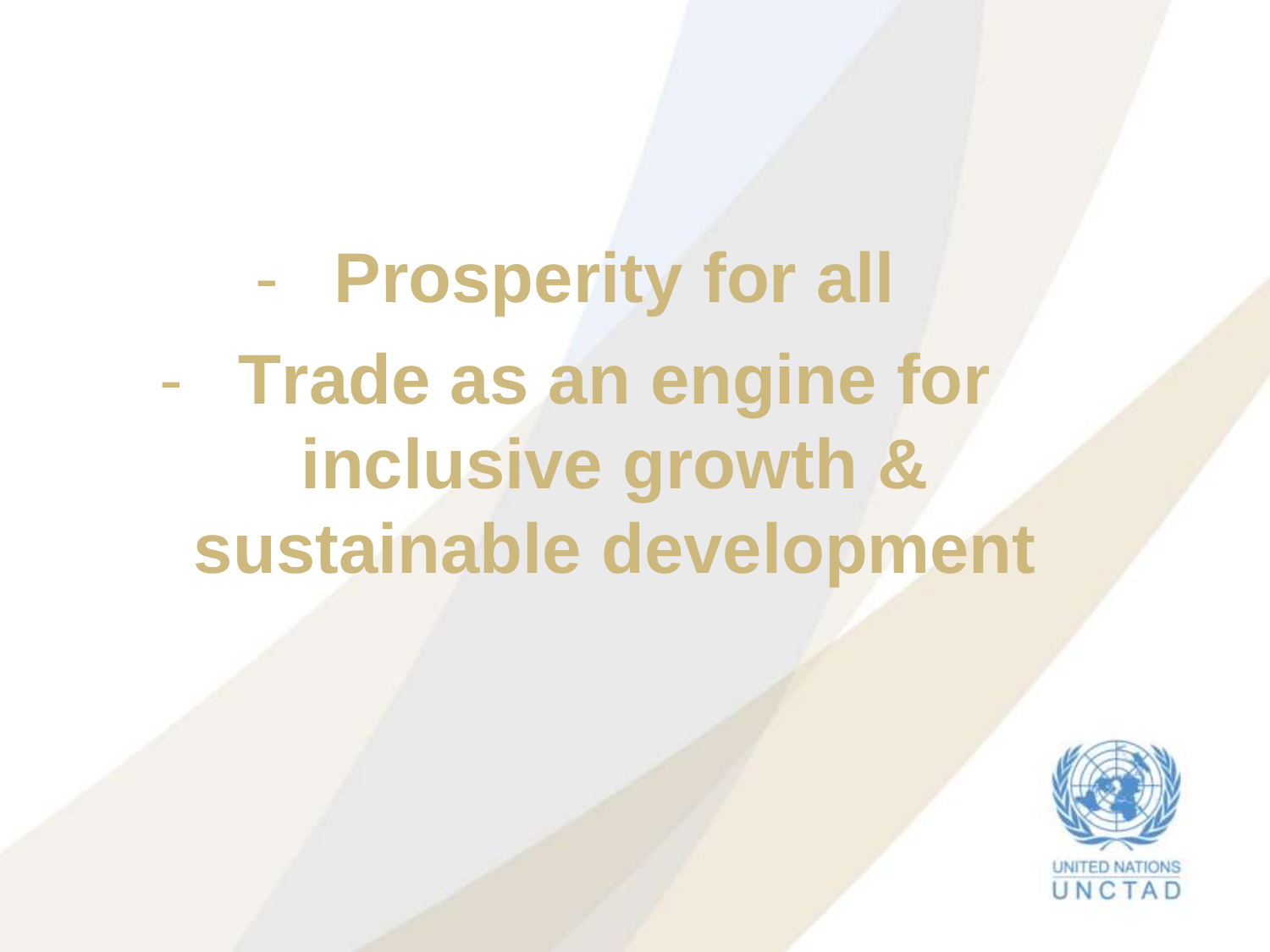- **Prosperity for all**
- **Trade as an engine for inclusive growth & sustainable development**

UNITED NATIONS
UNCTAD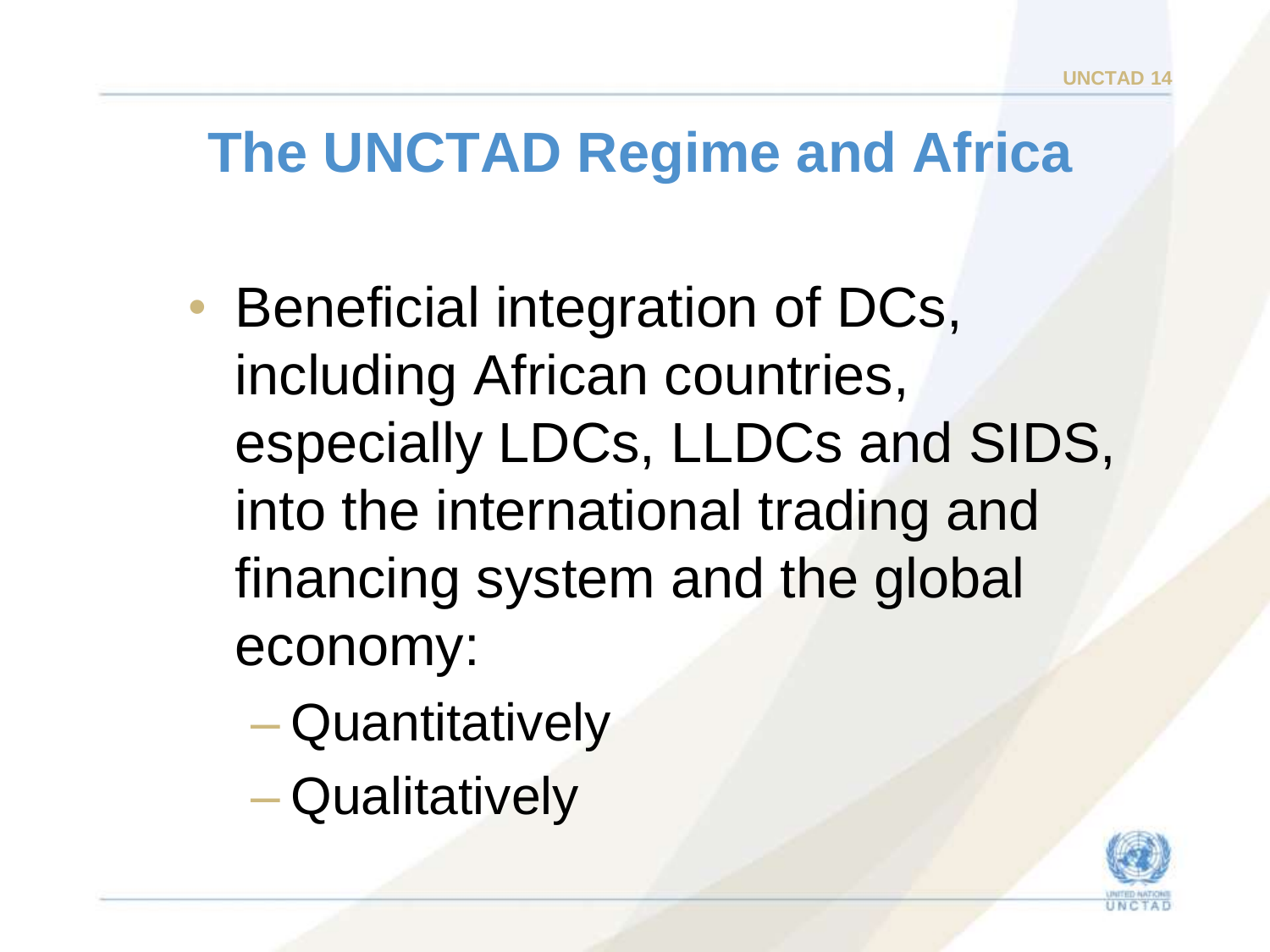# The UNCTAD Regime and Africa

- Beneficial integration of DCs, including African countries, especially LDCs, LLDCs and SIDS, into the international trading and financing system and the global economy:
  - Quantitatively
  - Qualitatively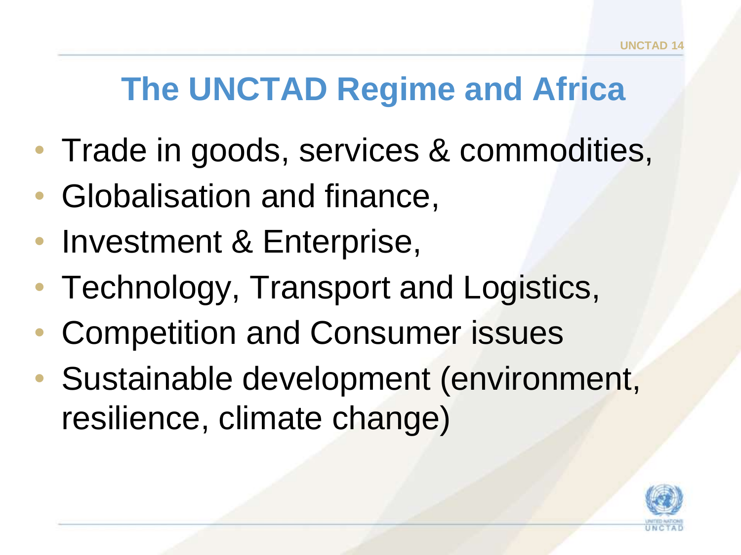# The UNCTAD Regime and Africa

- Trade in goods, services & commodities,
- Globalisation and finance,
- Investment & Enterprise,
- Technology, Transport and Logistics,
- Competition and Consumer issues
- Sustainable development (environment, resilience, climate change)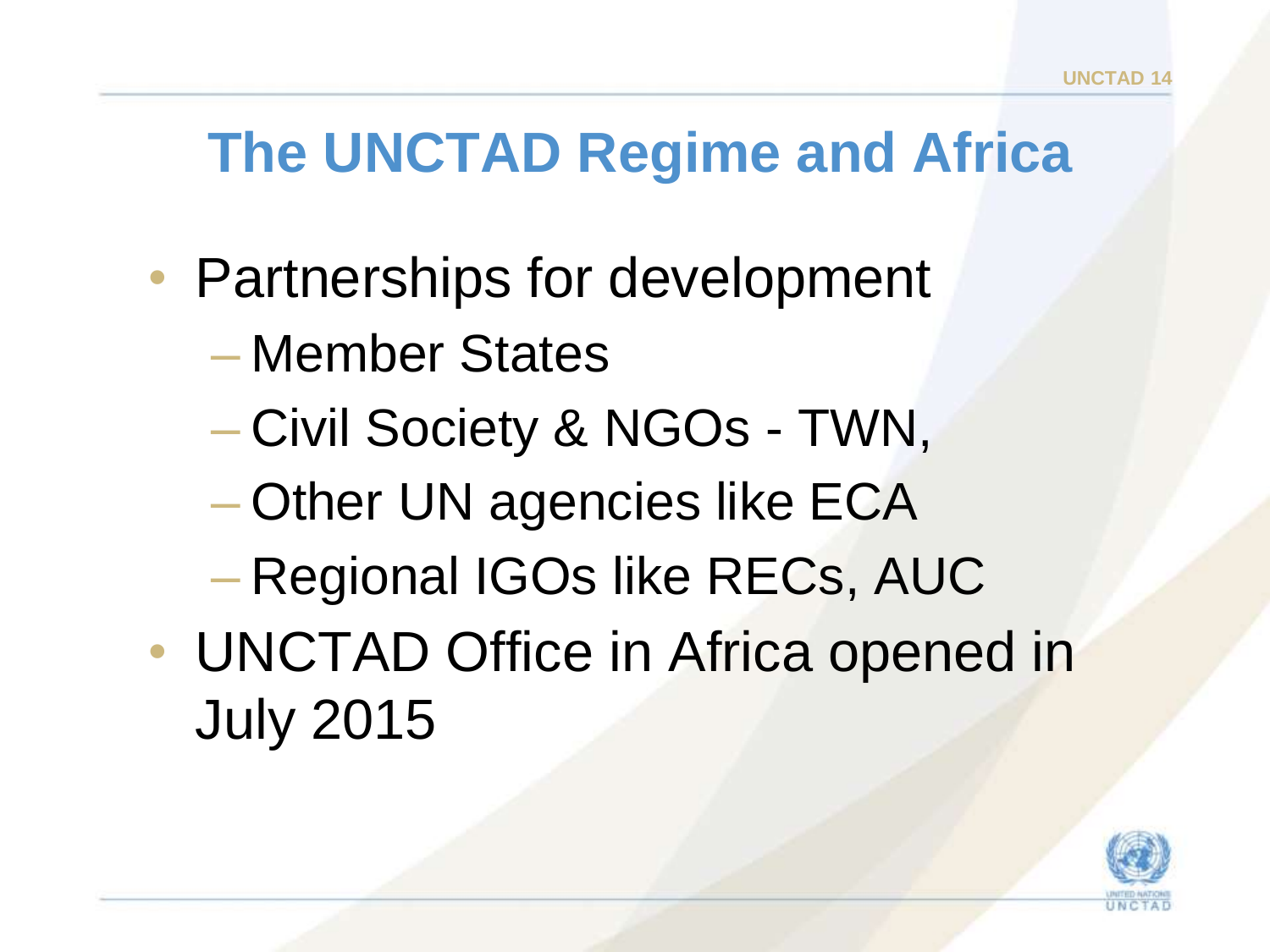# The UNCTAD Regime and Africa

- Partnerships for development
  - Member States
  - Civil Society & NGOs - TWN,
  - Other UN agencies like ECA
  - Regional IGOs like RECs, AUC
- UNCTAD Office in Africa opened in July 2015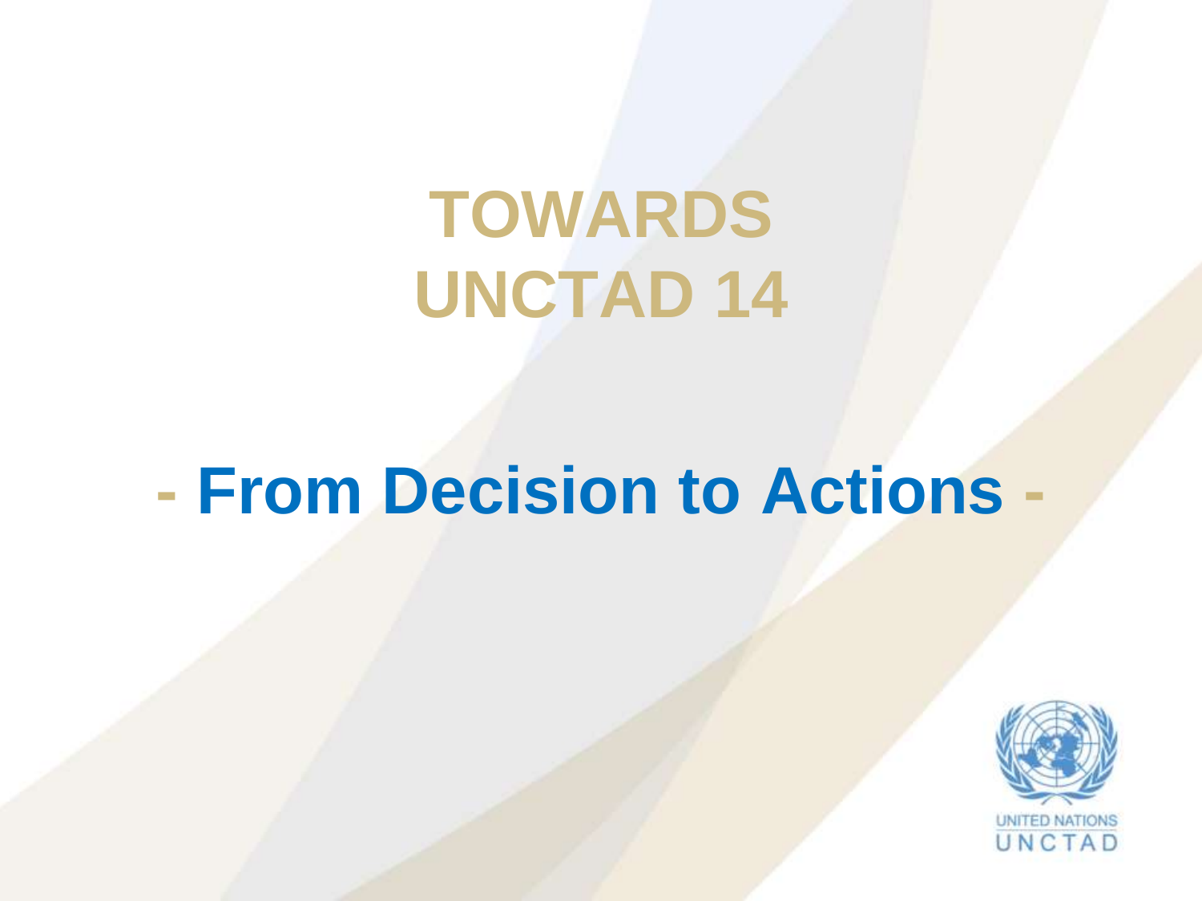# TOWARDS UNCTAD 14

## - From Decision to Actions -

UNITED NATIONS
UNCTAD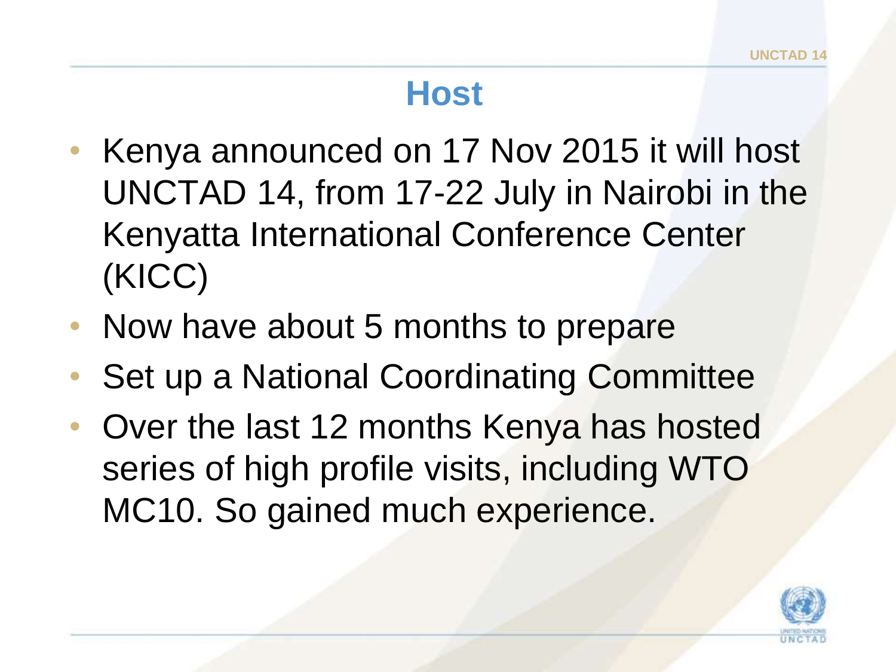# Host

- Kenya announced on 17 Nov 2015 it will host UNCTAD 14, from 17-22 July in Nairobi in the Kenyatta International Conference Center (KICC)
- Now have about 5 months to prepare
- Set up a National Coordinating Committee
- Over the last 12 months Kenya has hosted series of high profile visits, including WTO MC10. So gained much experience.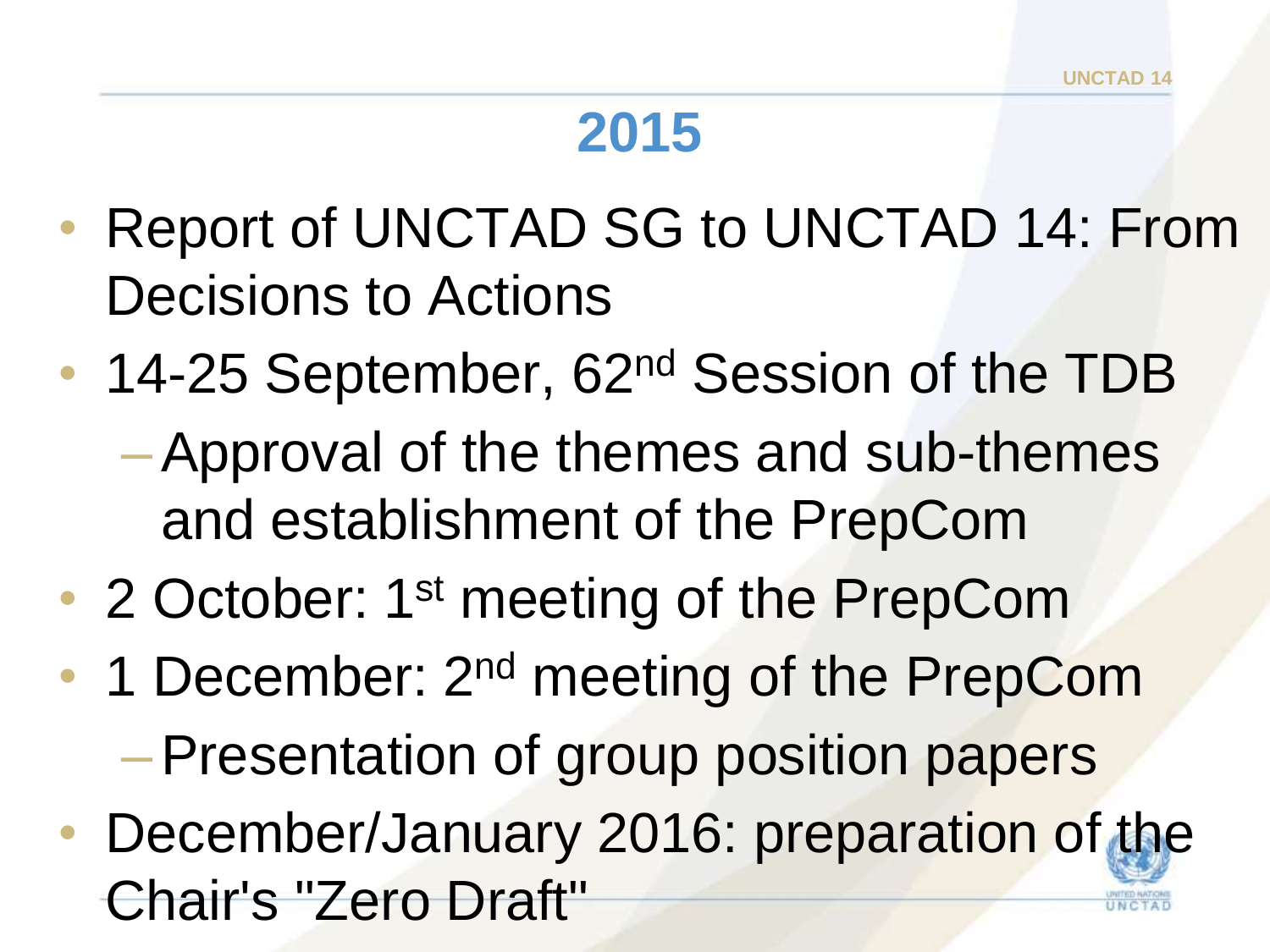# 2015

- Report of UNCTAD SG to UNCTAD 14: From Decisions to Actions
- 14-25 September, 62nd Session of the TDB
  - Approval of the themes and sub-themes and establishment of the PrepCom
- 2 October: 1st meeting of the PrepCom
- 1 December: 2nd meeting of the PrepCom
  - Presentation of group position papers
- December/January 2016: preparation of the Chair's "Zero Draft"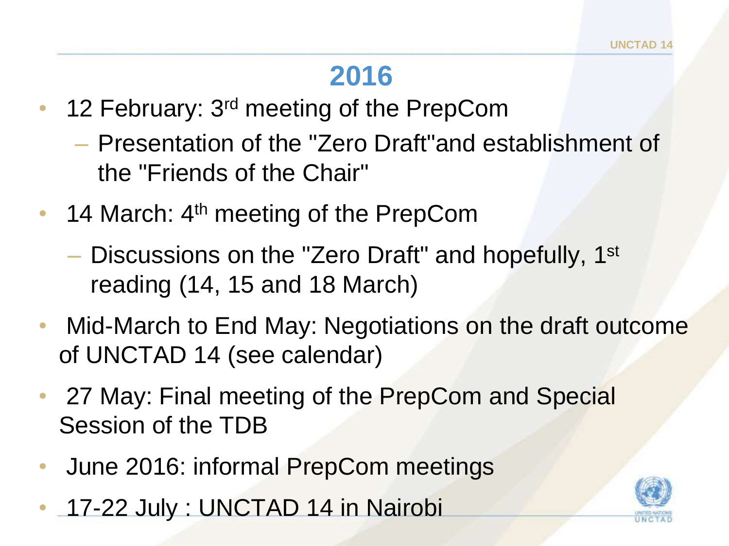# 2016

- 12 February: 3rd meeting of the PrepCom
  - Presentation of the "Zero Draft"and establishment of the "Friends of the Chair"
- 14 March: 4th meeting of the PrepCom
  - Discussions on the "Zero Draft" and hopefully, 1st reading (14, 15 and 18 March)
- Mid-March to End May: Negotiations on the draft outcome of UNCTAD 14 (see calendar)
- 27 May: Final meeting of the PrepCom and Special Session of the TDB
- June 2016: informal PrepCom meetings
- 17-22 July : UNCTAD 14 in Nairobi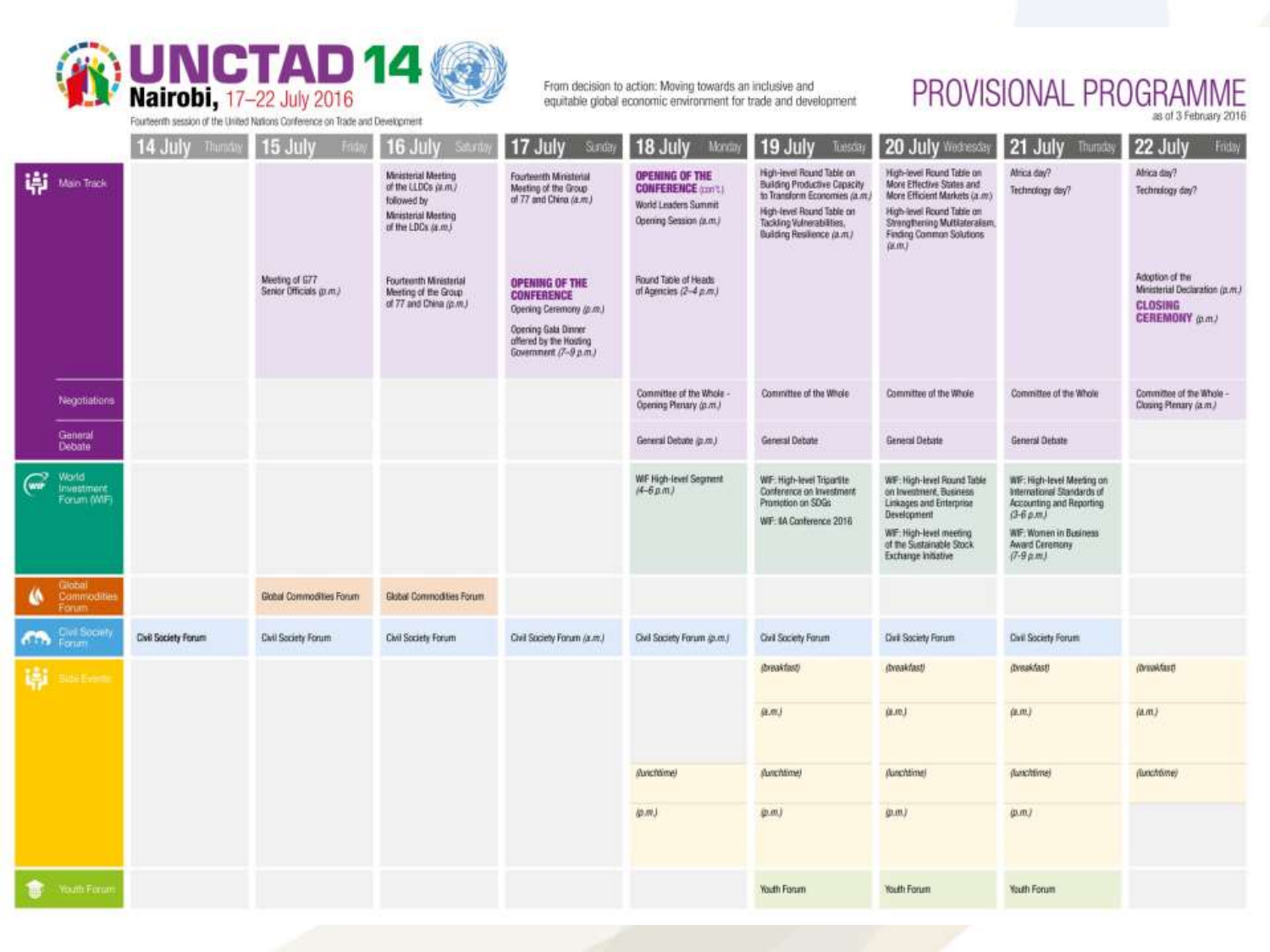# UNCTAD 14

**Nairobi,** 17–22 July 2016

Fourteenth session of the United Nations Conference on Trade and Development

From decision to action: Moving towards an inclusive and equitable global economic environment for trade and development

## PROVISIONAL PROGRAMME

as of 3 February 2016

| | 14 July Thursday | 15 July Friday | 16 July Saturday | 17 July Sunday | 18 July Monday | 19 July Tuesday | 20 July Wednesday | 21 July Thursday | 22 July Friday |
|---|---|---|---|---|---|---|---|---|---|
| Main Track | | Meeting of G77 Senior Officials *(p.m.)* | Ministerial Meeting of the LLDCs *(a.m.)* followed by Ministerial Meeting of the LDCs *(a.m.)*<br>Fourteenth Ministerial Meeting of the Group of 77 and China *(p.m.)* | Fourteenth Ministerial Meeting of the Group of 77 and China *(a.m.)*<br>**OPENING OF THE CONFERENCE**<br>Opening Ceremony *(p.m.)*<br>Opening Gala Dinner offered by the Hosting Government *(7–9 p.m.)* | **OPENING OF THE CONFERENCE** (con't.)<br>World Leaders Summit<br>Opening Session *(a.m.)*<br>Round Table of Heads of Agencies *(2–4 p.m.)* | High-level Round Table on Building Productive Capacity to Transform Economies *(a.m.)*<br>High-level Round Table on Tackling Vulnerabilities, Building Resilience *(a.m.)* | High-level Round Table on More Effective States and More Efficient Markets *(a.m.)*<br>High-level Round Table on Strengthening Multilateralism, Finding Common Solutions *(a.m.)* | Africa day?<br>Technology day? | Africa day?<br>Technology day?<br>Adoption of the Ministerial Declaration *(p.m.)*<br>**CLOSING CEREMONY** *(p.m.)* |
| Negotiations | | | | | Committee of the Whole - Opening Plenary *(p.m.)* | Committee of the Whole | Committee of the Whole | Committee of the Whole | Committee of the Whole - Closing Plenary *(a.m.)* |
| General Debate | | | | | General Debate *(p.m.)* | General Debate | General Debate | General Debate | |
| World Investment Forum (WIF) | | | | | WIF High-level Segment *(4–6 p.m.)* | WIF: High-level Tripartite Conference on Investment Promotion on SDGs<br>WIF: IIA Conference 2016 | WIF: High-level Round Table on Investment, Business Linkages and Enterprise Development<br>WIF: High-level meeting of the Sustainable Stock Exchange Initiative | WIF: High-level Meeting on International Standards of Accounting and Reporting *(3–6 p.m.)*<br>WIF: Women in Business Award Ceremony *(7–9 p.m.)* | |
| Global Commodities Forum | | Global Commodities Forum | Global Commodities Forum | | | | | | |
| Civil Society Forum | Civil Society Forum | Civil Society Forum | Civil Society Forum | Civil Society Forum *(a.m.)* | Civil Society Forum *(p.m.)* | Civil Society Forum | Civil Society Forum | Civil Society Forum | |
| Side Events | | | | | *(lunchtime)*<br>*(p.m.)* | *(breakfast)*<br>*(a.m.)*<br>*(lunchtime)*<br>*(p.m.)* | *(breakfast)*<br>*(a.m.)*<br>*(lunchtime)*<br>*(p.m.)* | *(breakfast)*<br>*(a.m.)*<br>*(lunchtime)*<br>*(p.m.)* | *(breakfast)*<br>*(a.m.)*<br>*(lunchtime)* |
| Youth Forum | | | | | | Youth Forum | Youth Forum | Youth Forum | |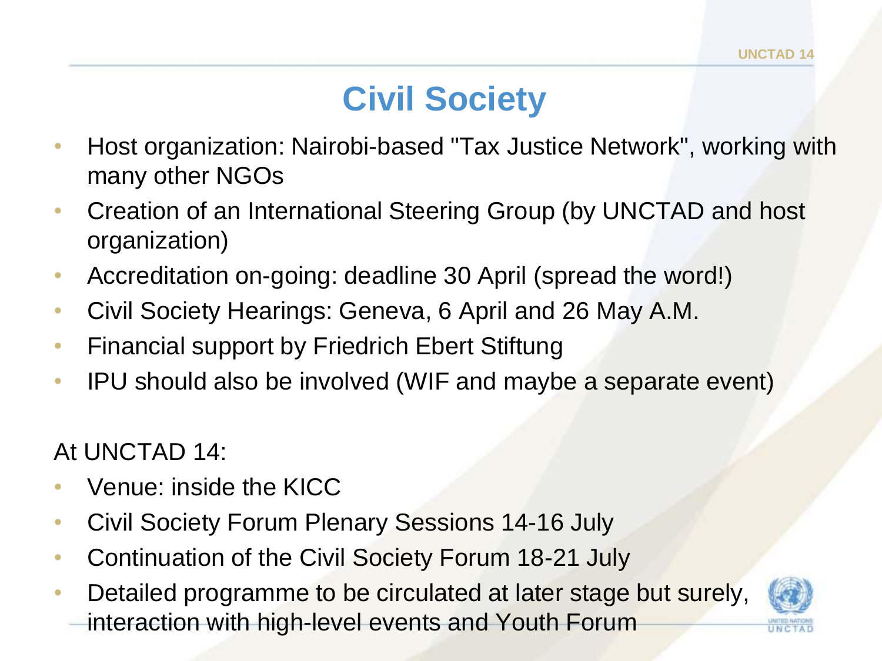# Civil Society

- Host organization: Nairobi-based "Tax Justice Network", working with many other NGOs
- Creation of an International Steering Group (by UNCTAD and host organization)
- Accreditation on-going: deadline 30 April (spread the word!)
- Civil Society Hearings: Geneva, 6 April and 26 May A.M.
- Financial support by Friedrich Ebert Stiftung
- IPU should also be involved (WIF and maybe a separate event)

At UNCTAD 14:

- Venue: inside the KICC
- Civil Society Forum Plenary Sessions 14-16 July
- Continuation of the Civil Society Forum 18-21 July
- Detailed programme to be circulated at later stage but surely, interaction with high-level events and Youth Forum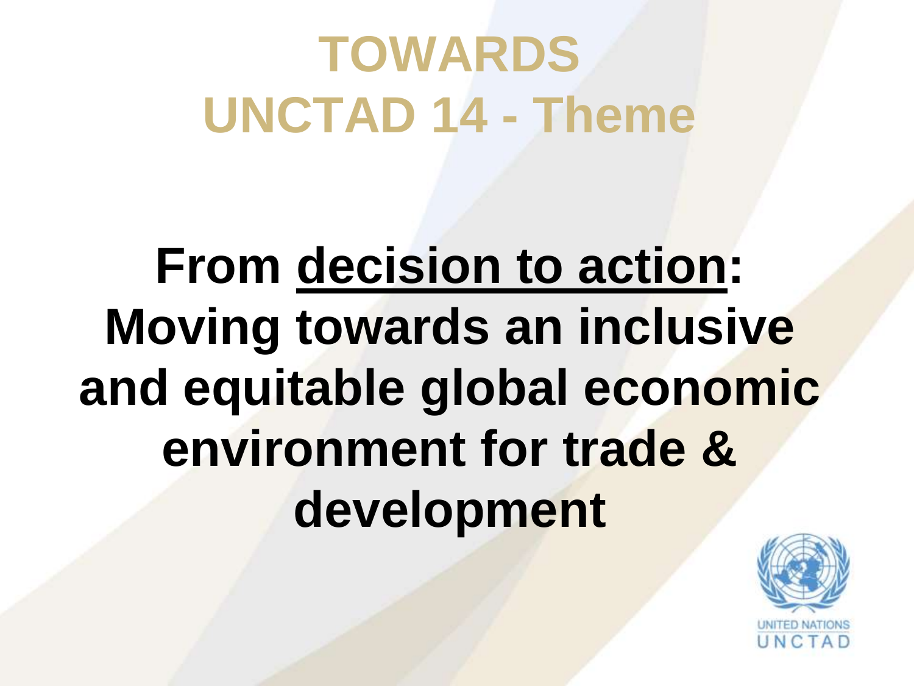# TOWARDS UNCTAD 14 - Theme

**From decision to action: Moving towards an inclusive and equitable global economic environment for trade & development**

UNITED NATIONS
UNCTAD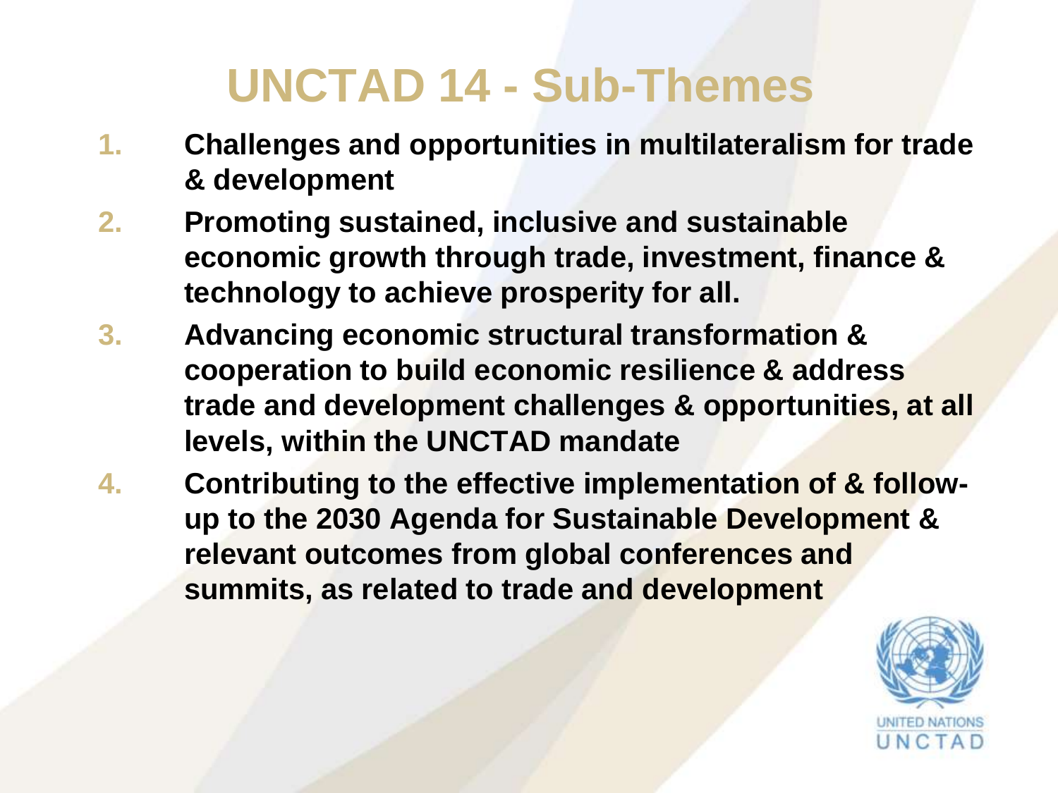# UNCTAD 14 - Sub-Themes

1. **Challenges and opportunities in multilateralism for trade & development**
2. **Promoting sustained, inclusive and sustainable economic growth through trade, investment, finance & technology to achieve prosperity for all.**
3. **Advancing economic structural transformation & cooperation to build economic resilience & address trade and development challenges & opportunities, at all levels, within the UNCTAD mandate**
4. **Contributing to the effective implementation of & follow-up to the 2030 Agenda for Sustainable Development & relevant outcomes from global conferences and summits, as related to trade and development**

UNITED NATIONS
UNCTAD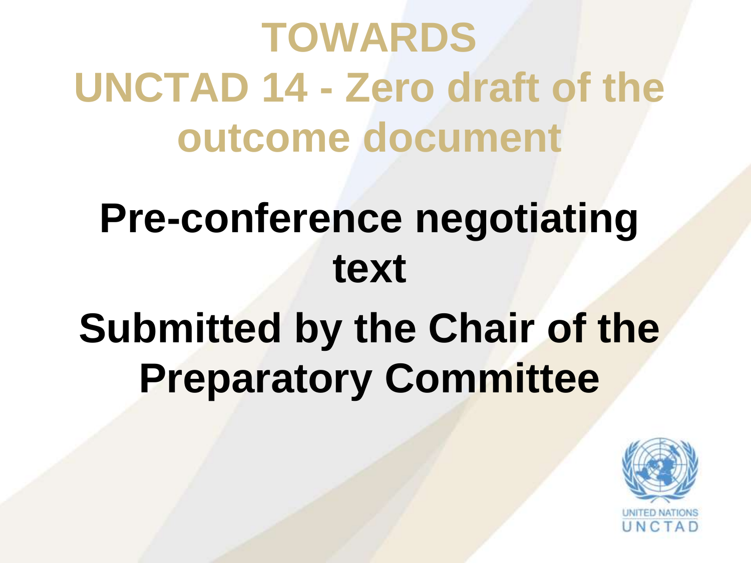# TOWARDS UNCTAD 14 - Zero draft of the outcome document

## Pre-conference negotiating text

## Submitted by the Chair of the Preparatory Committee

UNITED NATIONS
UNCTAD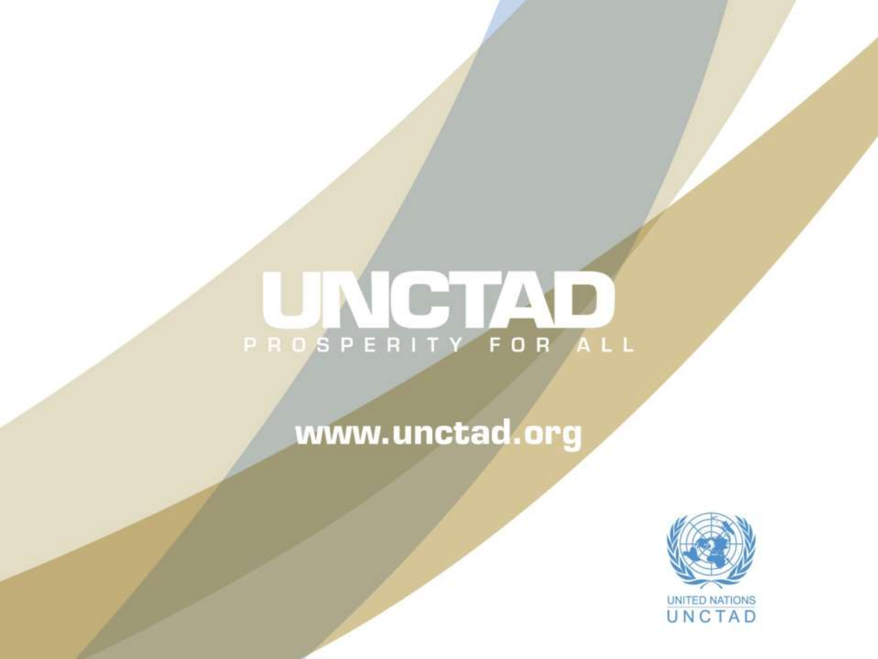# UNCTAD

PROSPERITY FOR ALL

www.unctad.org

UNITED NATIONS

UNCTAD